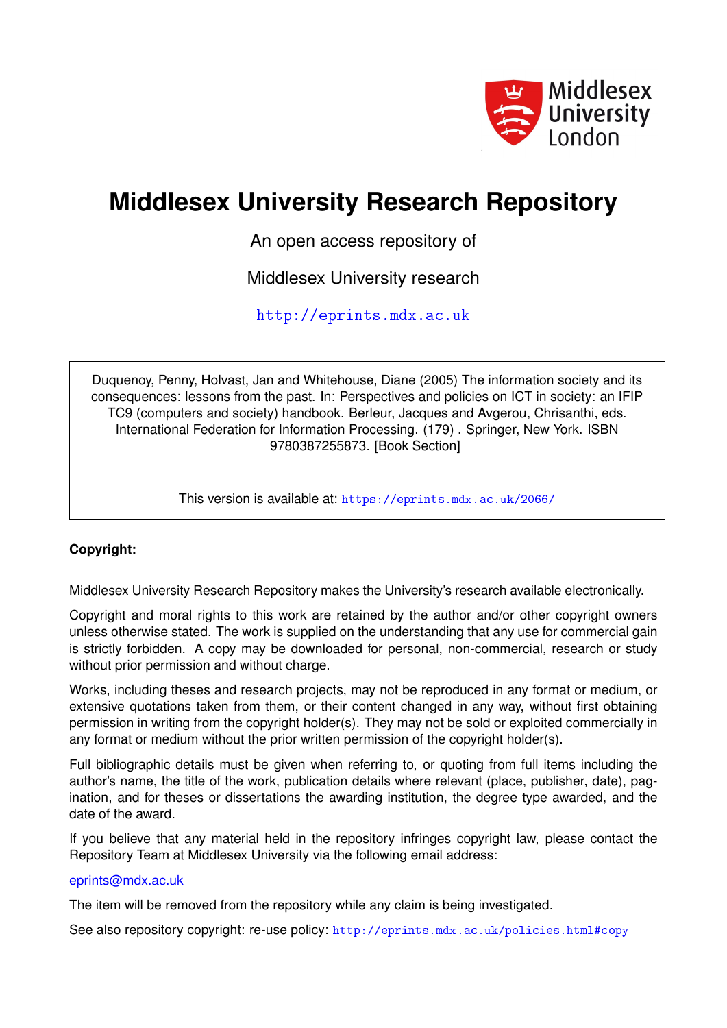# Middlesex University Research Repository

An open access repository of

Middlesex University research

http://eprints.mdx.ac.uk

Duquenoy, Penny, Holvast, Jan and Whitehouse, Diane (2005) The information society and its consequences: lessons from the past. In: Perspectives and policies on ICT in society: an IFIP TC9 (computers and society) handbook. Berleur, Jacques and Avgerou, Chrisanthi, eds. International Federation for Information Processing. (179) . Springer, New York. ISBN 9780387255873. [Book Section]

This version is available at: https://eprints.mdx.ac.uk/2066/

**Copyright:**

Middlesex University Research Repository makes the University's research available electronically.

Copyright and moral rights to this work are retained by the author and/or other copyright owners unless otherwise stated. The work is supplied on the understanding that any use for commercial gain is strictly forbidden. A copy may be downloaded for personal, non-commercial, research or study without prior permission and without charge.

Works, including theses and research projects, may not be reproduced in any format or medium, or extensive quotations taken from them, or their content changed in any way, without first obtaining permission in writing from the copyright holder(s). They may not be sold or exploited commercially in any format or medium without the prior written permission of the copyright holder(s).

Full bibliographic details must be given when referring to, or quoting from full items including the author's name, the title of the work, publication details where relevant (place, publisher, date), pagination, and for theses or dissertations the awarding institution, the degree type awarded, and the date of the award.

If you believe that any material held in the repository infringes copyright law, please contact the Repository Team at Middlesex University via the following email address:

eprints@mdx.ac.uk

The item will be removed from the repository while any claim is being investigated.

See also repository copyright: re-use policy: http://eprints.mdx.ac.uk/policies.html#copy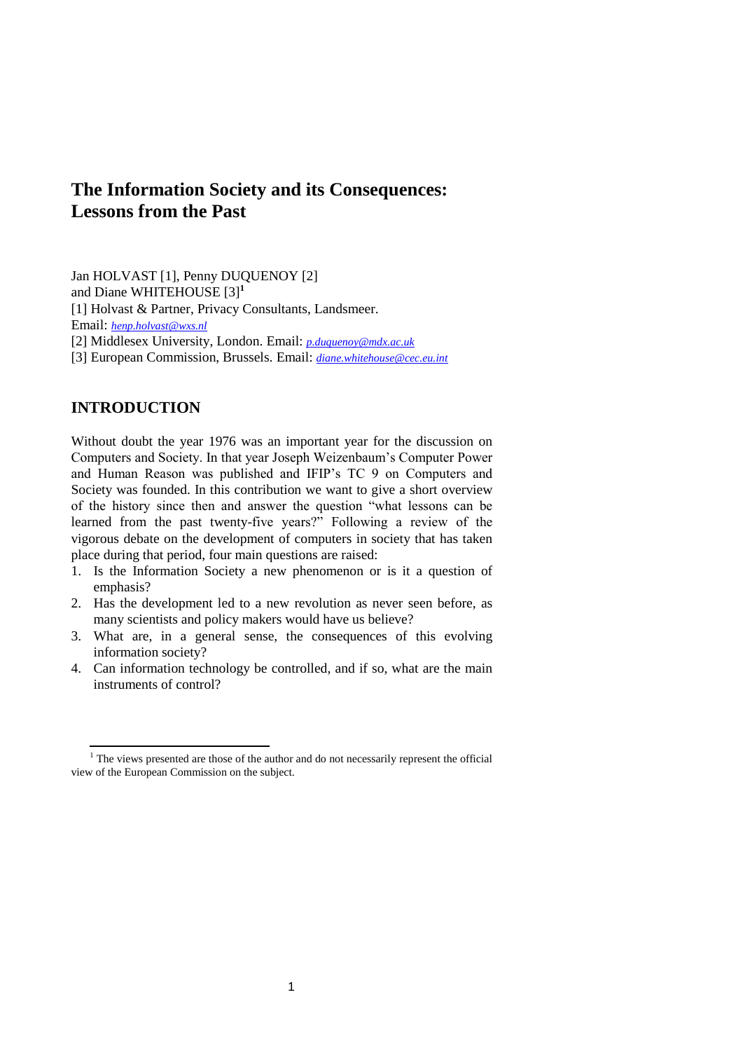# The Information Society and its Consequences: Lessons from the Past

Jan HOLVAST [1], Penny DUQUENOY [2]
and Diane WHITEHOUSE [3][1]
[1] Holvast & Partner, Privacy Consultants, Landsmeer.
Email: *henp.holvast@wxs.nl*
[2] Middlesex University, London. Email: *p.duquenoy@mdx.ac.uk*
[3] European Commission, Brussels. Email: *diane.whitehouse@cec.eu.int*

## INTRODUCTION

Without doubt the year 1976 was an important year for the discussion on Computers and Society. In that year Joseph Weizenbaum's Computer Power and Human Reason was published and IFIP's TC 9 on Computers and Society was founded. In this contribution we want to give a short overview of the history since then and answer the question "what lessons can be learned from the past twenty-five years?" Following a review of the vigorous debate on the development of computers in society that has taken place during that period, four main questions are raised:

1. Is the Information Society a new phenomenon or is it a question of emphasis?
2. Has the development led to a new revolution as never seen before, as many scientists and policy makers would have us believe?
3. What are, in a general sense, the consequences of this evolving information society?
4. Can information technology be controlled, and if so, what are the main instruments of control?

[1] The views presented are those of the author and do not necessarily represent the official view of the European Commission on the subject.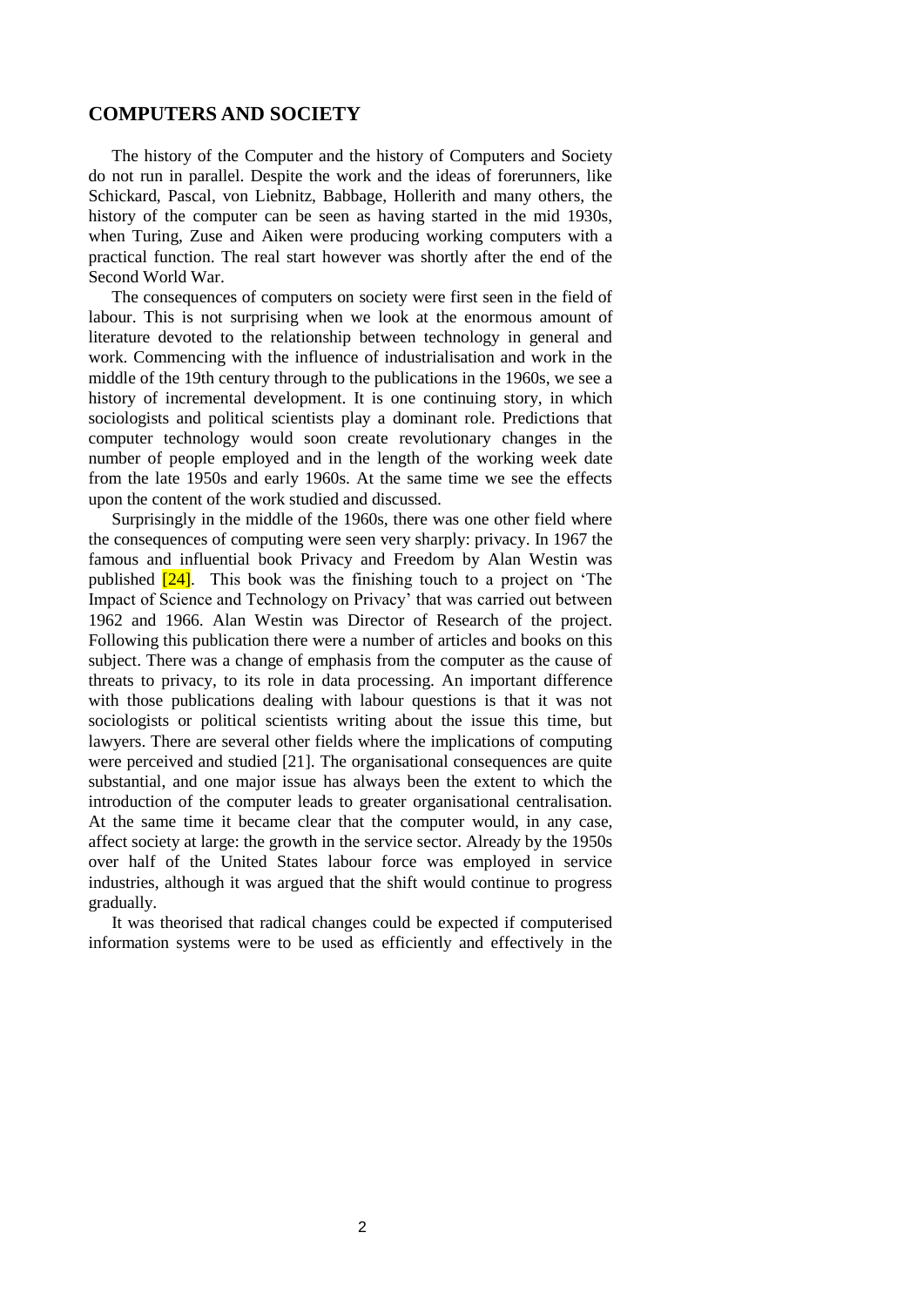## COMPUTERS AND SOCIETY

The history of the Computer and the history of Computers and Society do not run in parallel. Despite the work and the ideas of forerunners, like Schickard, Pascal, von Liebnitz, Babbage, Hollerith and many others, the history of the computer can be seen as having started in the mid 1930s, when Turing, Zuse and Aiken were producing working computers with a practical function. The real start however was shortly after the end of the Second World War.

The consequences of computers on society were first seen in the field of labour. This is not surprising when we look at the enormous amount of literature devoted to the relationship between technology in general and work. Commencing with the influence of industrialisation and work in the middle of the 19th century through to the publications in the 1960s, we see a history of incremental development. It is one continuing story, in which sociologists and political scientists play a dominant role. Predictions that computer technology would soon create revolutionary changes in the number of people employed and in the length of the working week date from the late 1950s and early 1960s. At the same time we see the effects upon the content of the work studied and discussed.

Surprisingly in the middle of the 1960s, there was one other field where the consequences of computing were seen very sharply: privacy. In 1967 the famous and influential book Privacy and Freedom by Alan Westin was published [24]. This book was the finishing touch to a project on 'The Impact of Science and Technology on Privacy' that was carried out between 1962 and 1966. Alan Westin was Director of Research of the project. Following this publication there were a number of articles and books on this subject. There was a change of emphasis from the computer as the cause of threats to privacy, to its role in data processing. An important difference with those publications dealing with labour questions is that it was not sociologists or political scientists writing about the issue this time, but lawyers. There are several other fields where the implications of computing were perceived and studied [21]. The organisational consequences are quite substantial, and one major issue has always been the extent to which the introduction of the computer leads to greater organisational centralisation. At the same time it became clear that the computer would, in any case, affect society at large: the growth in the service sector. Already by the 1950s over half of the United States labour force was employed in service industries, although it was argued that the shift would continue to progress gradually.

It was theorised that radical changes could be expected if computerised information systems were to be used as efficiently and effectively in the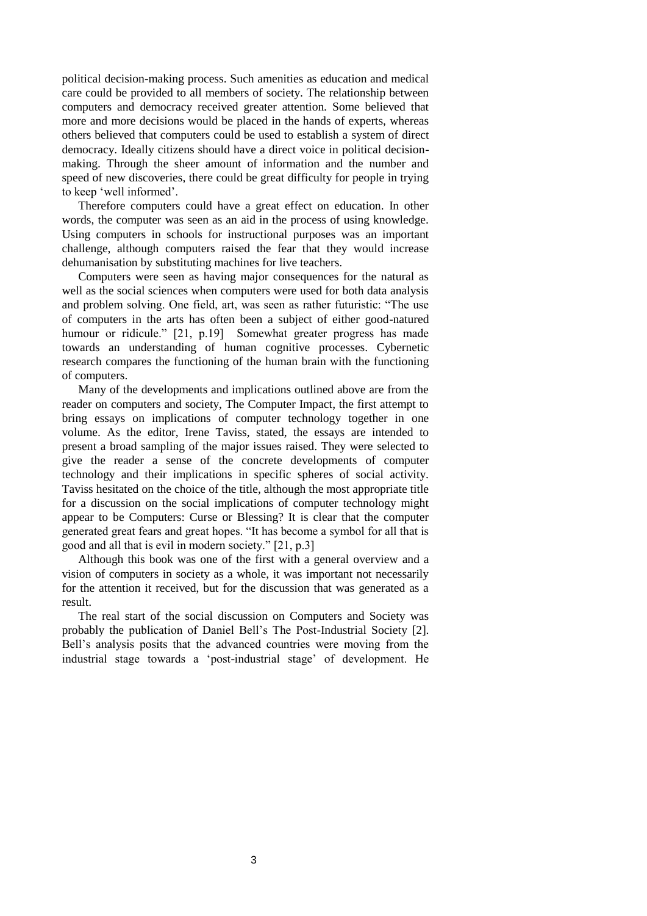political decision-making process. Such amenities as education and medical care could be provided to all members of society. The relationship between computers and democracy received greater attention. Some believed that more and more decisions would be placed in the hands of experts, whereas others believed that computers could be used to establish a system of direct democracy. Ideally citizens should have a direct voice in political decision-making. Through the sheer amount of information and the number and speed of new discoveries, there could be great difficulty for people in trying to keep 'well informed'.

Therefore computers could have a great effect on education. In other words, the computer was seen as an aid in the process of using knowledge. Using computers in schools for instructional purposes was an important challenge, although computers raised the fear that they would increase dehumanisation by substituting machines for live teachers.

Computers were seen as having major consequences for the natural as well as the social sciences when computers were used for both data analysis and problem solving. One field, art, was seen as rather futuristic: "The use of computers in the arts has often been a subject of either good-natured humour or ridicule." [21, p.19] Somewhat greater progress has made towards an understanding of human cognitive processes. Cybernetic research compares the functioning of the human brain with the functioning of computers.

Many of the developments and implications outlined above are from the reader on computers and society, The Computer Impact, the first attempt to bring essays on implications of computer technology together in one volume. As the editor, Irene Taviss, stated, the essays are intended to present a broad sampling of the major issues raised. They were selected to give the reader a sense of the concrete developments of computer technology and their implications in specific spheres of social activity. Taviss hesitated on the choice of the title, although the most appropriate title for a discussion on the social implications of computer technology might appear to be Computers: Curse or Blessing? It is clear that the computer generated great fears and great hopes. "It has become a symbol for all that is good and all that is evil in modern society." [21, p.3]

Although this book was one of the first with a general overview and a vision of computers in society as a whole, it was important not necessarily for the attention it received, but for the discussion that was generated as a result.

The real start of the social discussion on Computers and Society was probably the publication of Daniel Bell's The Post-Industrial Society [2]. Bell's analysis posits that the advanced countries were moving from the industrial stage towards a 'post-industrial stage' of development. He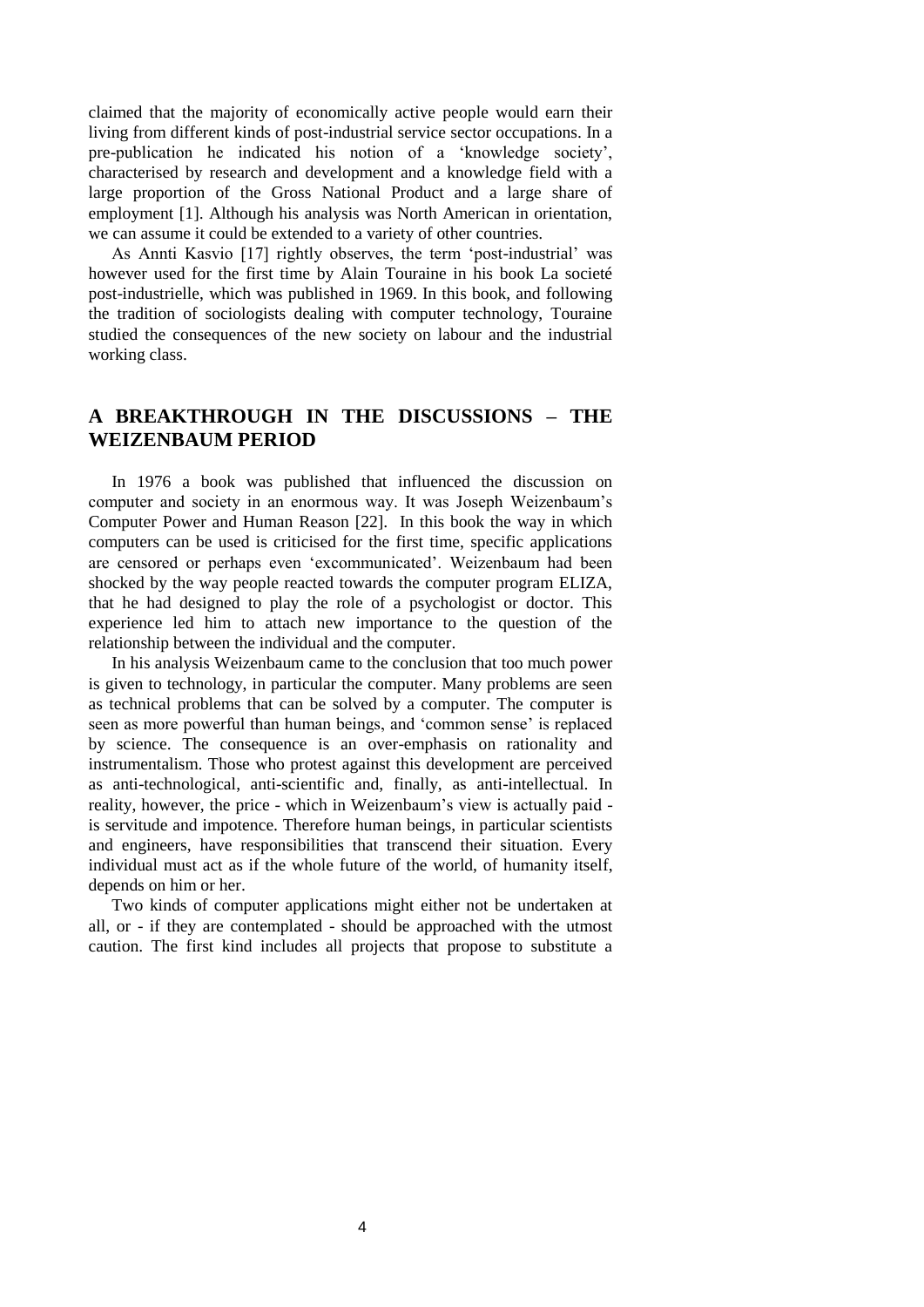claimed that the majority of economically active people would earn their living from different kinds of post-industrial service sector occupations. In a pre-publication he indicated his notion of a 'knowledge society', characterised by research and development and a knowledge field with a large proportion of the Gross National Product and a large share of employment [1]. Although his analysis was North American in orientation, we can assume it could be extended to a variety of other countries.

As Annti Kasvio [17] rightly observes, the term 'post-industrial' was however used for the first time by Alain Touraine in his book La societé post-industrielle, which was published in 1969. In this book, and following the tradition of sociologists dealing with computer technology, Touraine studied the consequences of the new society on labour and the industrial working class.

## A BREAKTHROUGH IN THE DISCUSSIONS – THE WEIZENBAUM PERIOD

In 1976 a book was published that influenced the discussion on computer and society in an enormous way. It was Joseph Weizenbaum's Computer Power and Human Reason [22]. In this book the way in which computers can be used is criticised for the first time, specific applications are censored or perhaps even 'excommunicated'. Weizenbaum had been shocked by the way people reacted towards the computer program ELIZA, that he had designed to play the role of a psychologist or doctor. This experience led him to attach new importance to the question of the relationship between the individual and the computer.

In his analysis Weizenbaum came to the conclusion that too much power is given to technology, in particular the computer. Many problems are seen as technical problems that can be solved by a computer. The computer is seen as more powerful than human beings, and 'common sense' is replaced by science. The consequence is an over-emphasis on rationality and instrumentalism. Those who protest against this development are perceived as anti-technological, anti-scientific and, finally, as anti-intellectual. In reality, however, the price - which in Weizenbaum's view is actually paid - is servitude and impotence. Therefore human beings, in particular scientists and engineers, have responsibilities that transcend their situation. Every individual must act as if the whole future of the world, of humanity itself, depends on him or her.

Two kinds of computer applications might either not be undertaken at all, or - if they are contemplated - should be approached with the utmost caution. The first kind includes all projects that propose to substitute a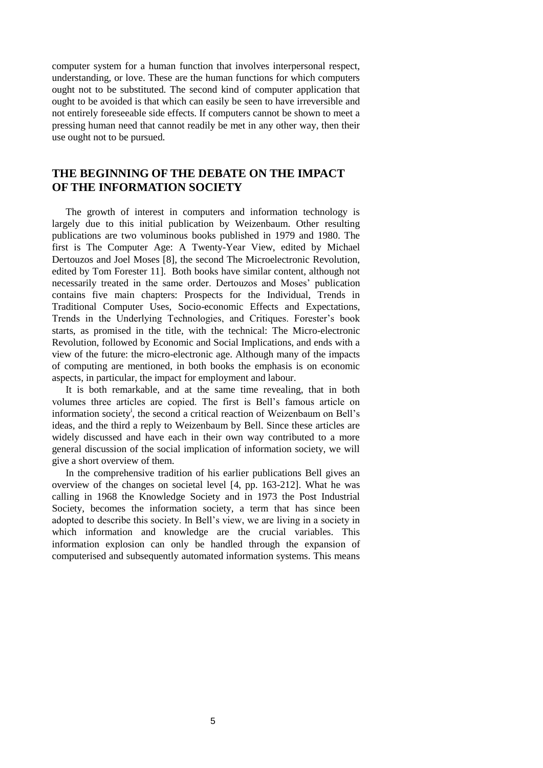computer system for a human function that involves interpersonal respect, understanding, or love. These are the human functions for which computers ought not to be substituted. The second kind of computer application that ought to be avoided is that which can easily be seen to have irreversible and not entirely foreseeable side effects. If computers cannot be shown to meet a pressing human need that cannot readily be met in any other way, then their use ought not to be pursued.

## THE BEGINNING OF THE DEBATE ON THE IMPACT OF THE INFORMATION SOCIETY

The growth of interest in computers and information technology is largely due to this initial publication by Weizenbaum. Other resulting publications are two voluminous books published in 1979 and 1980. The first is The Computer Age: A Twenty-Year View, edited by Michael Dertouzos and Joel Moses [8], the second The Microelectronic Revolution, edited by Tom Forester 11]. Both books have similar content, although not necessarily treated in the same order. Dertouzos and Moses' publication contains five main chapters: Prospects for the Individual, Trends in Traditional Computer Uses, Socio-economic Effects and Expectations, Trends in the Underlying Technologies, and Critiques. Forester's book starts, as promised in the title, with the technical: The Micro-electronic Revolution, followed by Economic and Social Implications, and ends with a view of the future: the micro-electronic age. Although many of the impacts of computing are mentioned, in both books the emphasis is on economic aspects, in particular, the impact for employment and labour.

It is both remarkable, and at the same time revealing, that in both volumes three articles are copied. The first is Bell's famous article on information society[i], the second a critical reaction of Weizenbaum on Bell's ideas, and the third a reply to Weizenbaum by Bell. Since these articles are widely discussed and have each in their own way contributed to a more general discussion of the social implication of information society, we will give a short overview of them.

In the comprehensive tradition of his earlier publications Bell gives an overview of the changes on societal level [4, pp. 163-212]. What he was calling in 1968 the Knowledge Society and in 1973 the Post Industrial Society, becomes the information society, a term that has since been adopted to describe this society. In Bell's view, we are living in a society in which information and knowledge are the crucial variables. This information explosion can only be handled through the expansion of computerised and subsequently automated information systems. This means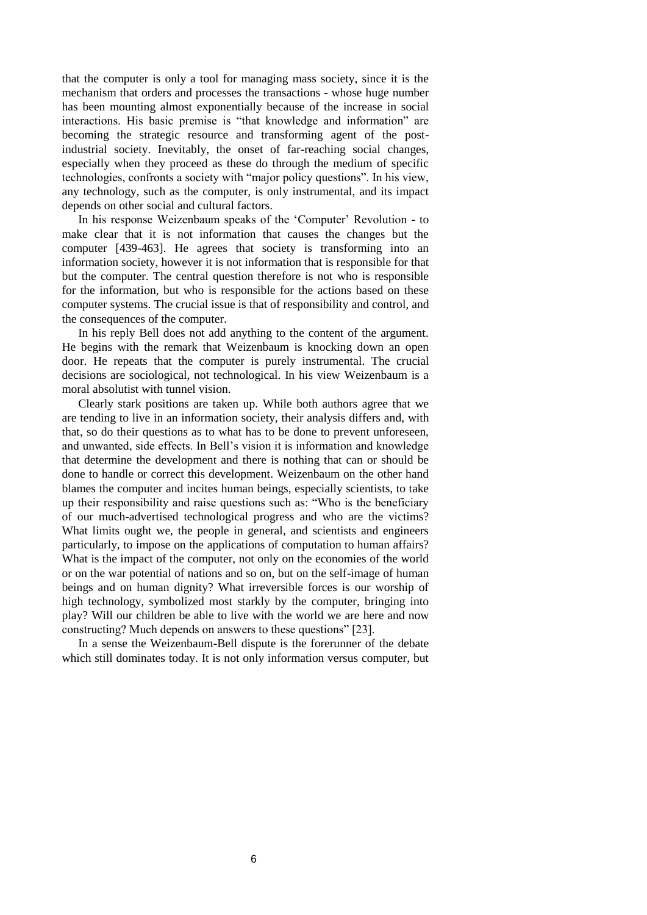that the computer is only a tool for managing mass society, since it is the mechanism that orders and processes the transactions - whose huge number has been mounting almost exponentially because of the increase in social interactions. His basic premise is "that knowledge and information" are becoming the strategic resource and transforming agent of the post-industrial society. Inevitably, the onset of far-reaching social changes, especially when they proceed as these do through the medium of specific technologies, confronts a society with "major policy questions". In his view, any technology, such as the computer, is only instrumental, and its impact depends on other social and cultural factors.

In his response Weizenbaum speaks of the 'Computer' Revolution - to make clear that it is not information that causes the changes but the computer [439-463]. He agrees that society is transforming into an information society, however it is not information that is responsible for that but the computer. The central question therefore is not who is responsible for the information, but who is responsible for the actions based on these computer systems. The crucial issue is that of responsibility and control, and the consequences of the computer.

In his reply Bell does not add anything to the content of the argument. He begins with the remark that Weizenbaum is knocking down an open door. He repeats that the computer is purely instrumental. The crucial decisions are sociological, not technological. In his view Weizenbaum is a moral absolutist with tunnel vision.

Clearly stark positions are taken up. While both authors agree that we are tending to live in an information society, their analysis differs and, with that, so do their questions as to what has to be done to prevent unforeseen, and unwanted, side effects. In Bell's vision it is information and knowledge that determine the development and there is nothing that can or should be done to handle or correct this development. Weizenbaum on the other hand blames the computer and incites human beings, especially scientists, to take up their responsibility and raise questions such as: "Who is the beneficiary of our much-advertised technological progress and who are the victims? What limits ought we, the people in general, and scientists and engineers particularly, to impose on the applications of computation to human affairs? What is the impact of the computer, not only on the economies of the world or on the war potential of nations and so on, but on the self-image of human beings and on human dignity? What irreversible forces is our worship of high technology, symbolized most starkly by the computer, bringing into play? Will our children be able to live with the world we are here and now constructing? Much depends on answers to these questions" [23].

In a sense the Weizenbaum-Bell dispute is the forerunner of the debate which still dominates today. It is not only information versus computer, but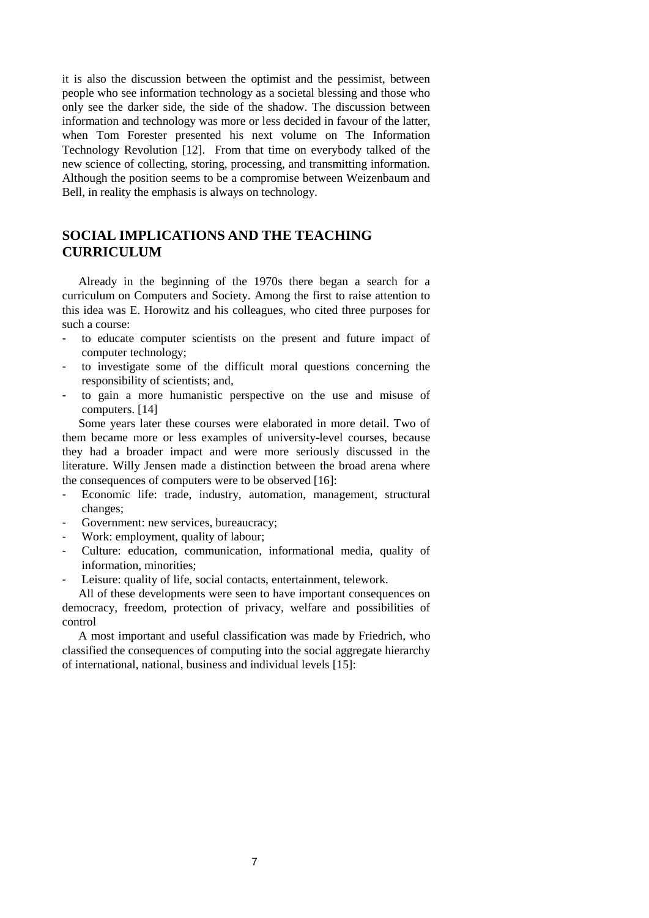it is also the discussion between the optimist and the pessimist, between people who see information technology as a societal blessing and those who only see the darker side, the side of the shadow. The discussion between information and technology was more or less decided in favour of the latter, when Tom Forester presented his next volume on The Information Technology Revolution [12]. From that time on everybody talked of the new science of collecting, storing, processing, and transmitting information. Although the position seems to be a compromise between Weizenbaum and Bell, in reality the emphasis is always on technology.

## SOCIAL IMPLICATIONS AND THE TEACHING CURRICULUM

Already in the beginning of the 1970s there began a search for a curriculum on Computers and Society. Among the first to raise attention to this idea was E. Horowitz and his colleagues, who cited three purposes for such a course:

- to educate computer scientists on the present and future impact of computer technology;
- to investigate some of the difficult moral questions concerning the responsibility of scientists; and,
- to gain a more humanistic perspective on the use and misuse of computers. [14]

Some years later these courses were elaborated in more detail. Two of them became more or less examples of university-level courses, because they had a broader impact and were more seriously discussed in the literature. Willy Jensen made a distinction between the broad arena where the consequences of computers were to be observed [16]:

- Economic life: trade, industry, automation, management, structural changes;
- Government: new services, bureaucracy;
- Work: employment, quality of labour;
- Culture: education, communication, informational media, quality of information, minorities;
- Leisure: quality of life, social contacts, entertainment, telework.

All of these developments were seen to have important consequences on democracy, freedom, protection of privacy, welfare and possibilities of control

A most important and useful classification was made by Friedrich, who classified the consequences of computing into the social aggregate hierarchy of international, national, business and individual levels [15]: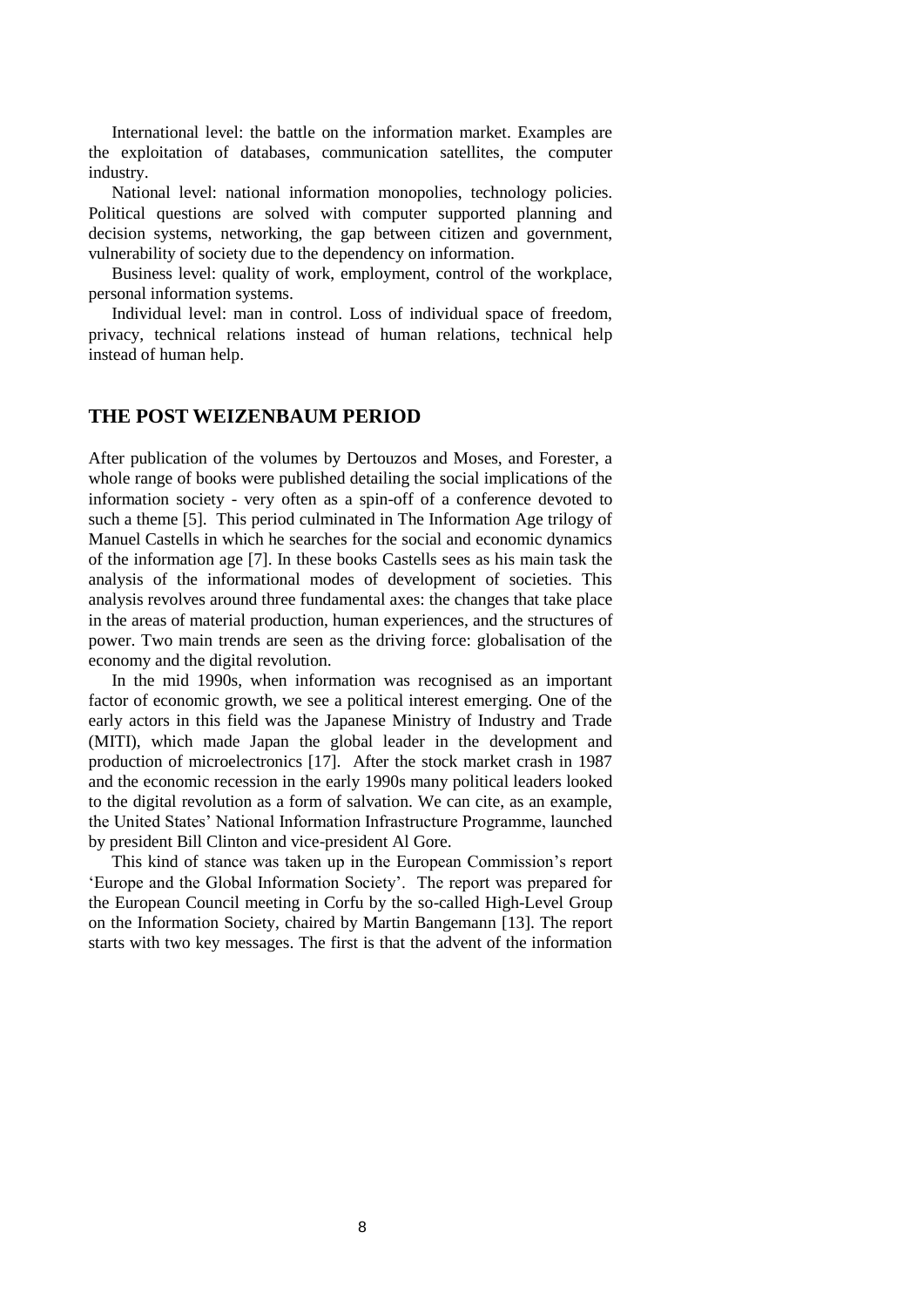International level: the battle on the information market. Examples are the exploitation of databases, communication satellites, the computer industry.

National level: national information monopolies, technology policies. Political questions are solved with computer supported planning and decision systems, networking, the gap between citizen and government, vulnerability of society due to the dependency on information.

Business level: quality of work, employment, control of the workplace, personal information systems.

Individual level: man in control. Loss of individual space of freedom, privacy, technical relations instead of human relations, technical help instead of human help.

## THE POST WEIZENBAUM PERIOD

After publication of the volumes by Dertouzos and Moses, and Forester, a whole range of books were published detailing the social implications of the information society - very often as a spin-off of a conference devoted to such a theme [5]. This period culminated in The Information Age trilogy of Manuel Castells in which he searches for the social and economic dynamics of the information age [7]. In these books Castells sees as his main task the analysis of the informational modes of development of societies. This analysis revolves around three fundamental axes: the changes that take place in the areas of material production, human experiences, and the structures of power. Two main trends are seen as the driving force: globalisation of the economy and the digital revolution.

In the mid 1990s, when information was recognised as an important factor of economic growth, we see a political interest emerging. One of the early actors in this field was the Japanese Ministry of Industry and Trade (MITI), which made Japan the global leader in the development and production of microelectronics [17]. After the stock market crash in 1987 and the economic recession in the early 1990s many political leaders looked to the digital revolution as a form of salvation. We can cite, as an example, the United States' National Information Infrastructure Programme, launched by president Bill Clinton and vice-president Al Gore.

This kind of stance was taken up in the European Commission's report 'Europe and the Global Information Society'. The report was prepared for the European Council meeting in Corfu by the so-called High-Level Group on the Information Society, chaired by Martin Bangemann [13]. The report starts with two key messages. The first is that the advent of the information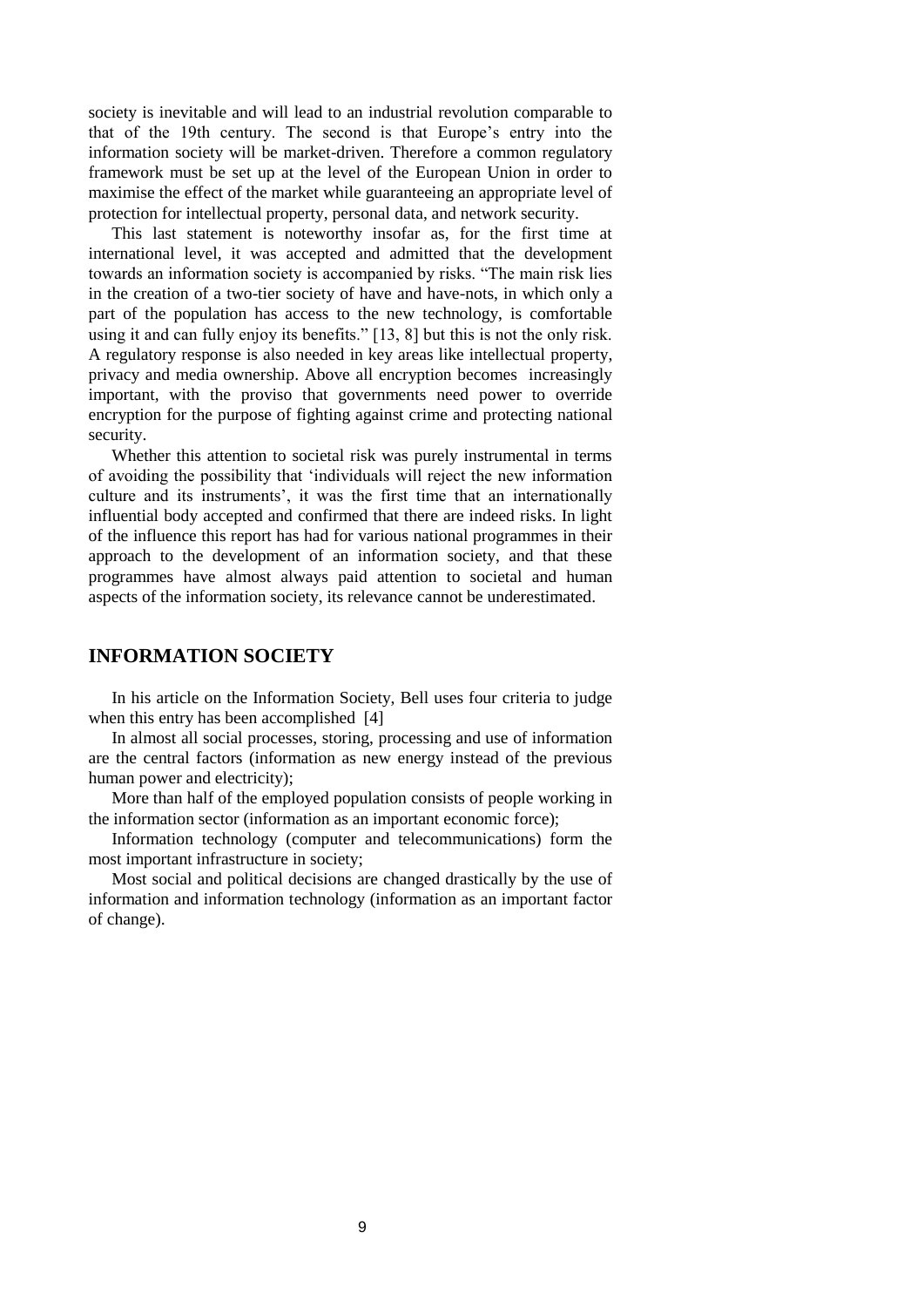society is inevitable and will lead to an industrial revolution comparable to that of the 19th century. The second is that Europe's entry into the information society will be market-driven. Therefore a common regulatory framework must be set up at the level of the European Union in order to maximise the effect of the market while guaranteeing an appropriate level of protection for intellectual property, personal data, and network security.

This last statement is noteworthy insofar as, for the first time at international level, it was accepted and admitted that the development towards an information society is accompanied by risks. "The main risk lies in the creation of a two-tier society of have and have-nots, in which only a part of the population has access to the new technology, is comfortable using it and can fully enjoy its benefits." [13, 8] but this is not the only risk. A regulatory response is also needed in key areas like intellectual property, privacy and media ownership. Above all encryption becomes increasingly important, with the proviso that governments need power to override encryption for the purpose of fighting against crime and protecting national security.

Whether this attention to societal risk was purely instrumental in terms of avoiding the possibility that 'individuals will reject the new information culture and its instruments', it was the first time that an internationally influential body accepted and confirmed that there are indeed risks. In light of the influence this report has had for various national programmes in their approach to the development of an information society, and that these programmes have almost always paid attention to societal and human aspects of the information society, its relevance cannot be underestimated.

## INFORMATION SOCIETY

In his article on the Information Society, Bell uses four criteria to judge when this entry has been accomplished [4]

In almost all social processes, storing, processing and use of information are the central factors (information as new energy instead of the previous human power and electricity);

More than half of the employed population consists of people working in the information sector (information as an important economic force);

Information technology (computer and telecommunications) form the most important infrastructure in society;

Most social and political decisions are changed drastically by the use of information and information technology (information as an important factor of change).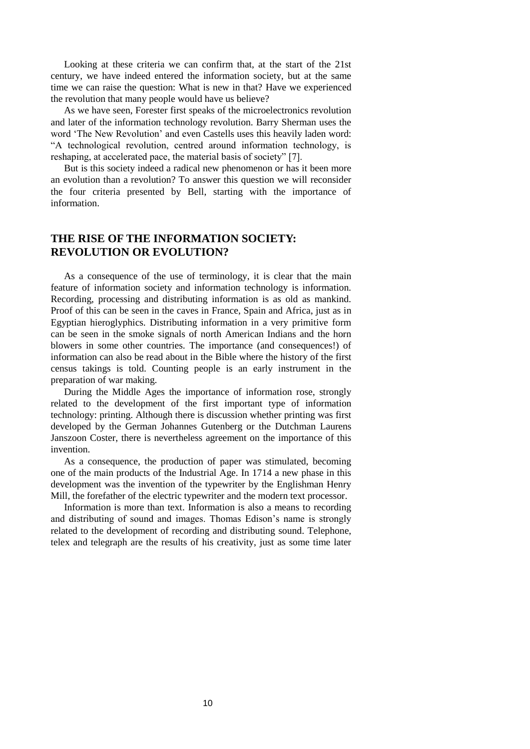Looking at these criteria we can confirm that, at the start of the 21st century, we have indeed entered the information society, but at the same time we can raise the question: What is new in that? Have we experienced the revolution that many people would have us believe?

As we have seen, Forester first speaks of the microelectronics revolution and later of the information technology revolution. Barry Sherman uses the word 'The New Revolution' and even Castells uses this heavily laden word: "A technological revolution, centred around information technology, is reshaping, at accelerated pace, the material basis of society" [7].

But is this society indeed a radical new phenomenon or has it been more an evolution than a revolution? To answer this question we will reconsider the four criteria presented by Bell, starting with the importance of information.

## THE RISE OF THE INFORMATION SOCIETY: REVOLUTION OR EVOLUTION?

As a consequence of the use of terminology, it is clear that the main feature of information society and information technology is information. Recording, processing and distributing information is as old as mankind. Proof of this can be seen in the caves in France, Spain and Africa, just as in Egyptian hieroglyphics. Distributing information in a very primitive form can be seen in the smoke signals of north American Indians and the horn blowers in some other countries. The importance (and consequences!) of information can also be read about in the Bible where the history of the first census takings is told. Counting people is an early instrument in the preparation of war making.

During the Middle Ages the importance of information rose, strongly related to the development of the first important type of information technology: printing. Although there is discussion whether printing was first developed by the German Johannes Gutenberg or the Dutchman Laurens Janszoon Coster, there is nevertheless agreement on the importance of this invention.

As a consequence, the production of paper was stimulated, becoming one of the main products of the Industrial Age. In 1714 a new phase in this development was the invention of the typewriter by the Englishman Henry Mill, the forefather of the electric typewriter and the modern text processor.

Information is more than text. Information is also a means to recording and distributing of sound and images. Thomas Edison's name is strongly related to the development of recording and distributing sound. Telephone, telex and telegraph are the results of his creativity, just as some time later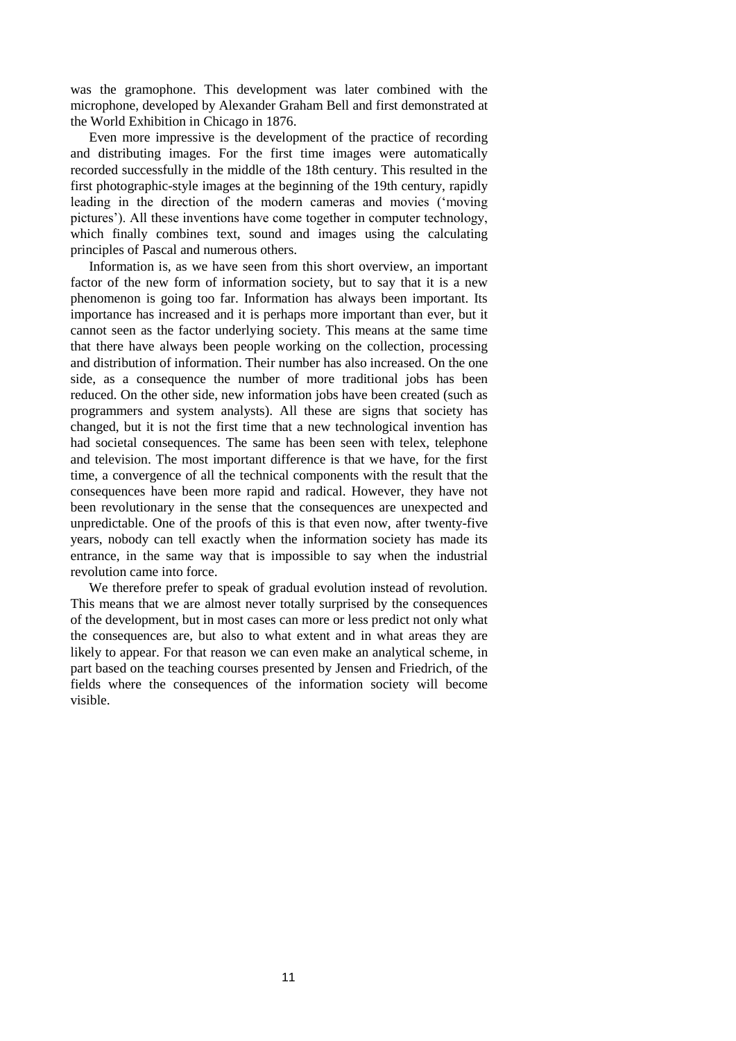was the gramophone. This development was later combined with the microphone, developed by Alexander Graham Bell and first demonstrated at the World Exhibition in Chicago in 1876.

Even more impressive is the development of the practice of recording and distributing images. For the first time images were automatically recorded successfully in the middle of the 18th century. This resulted in the first photographic-style images at the beginning of the 19th century, rapidly leading in the direction of the modern cameras and movies ('moving pictures'). All these inventions have come together in computer technology, which finally combines text, sound and images using the calculating principles of Pascal and numerous others.

Information is, as we have seen from this short overview, an important factor of the new form of information society, but to say that it is a new phenomenon is going too far. Information has always been important. Its importance has increased and it is perhaps more important than ever, but it cannot seen as the factor underlying society. This means at the same time that there have always been people working on the collection, processing and distribution of information. Their number has also increased. On the one side, as a consequence the number of more traditional jobs has been reduced. On the other side, new information jobs have been created (such as programmers and system analysts). All these are signs that society has changed, but it is not the first time that a new technological invention has had societal consequences. The same has been seen with telex, telephone and television. The most important difference is that we have, for the first time, a convergence of all the technical components with the result that the consequences have been more rapid and radical. However, they have not been revolutionary in the sense that the consequences are unexpected and unpredictable. One of the proofs of this is that even now, after twenty-five years, nobody can tell exactly when the information society has made its entrance, in the same way that is impossible to say when the industrial revolution came into force.

We therefore prefer to speak of gradual evolution instead of revolution. This means that we are almost never totally surprised by the consequences of the development, but in most cases can more or less predict not only what the consequences are, but also to what extent and in what areas they are likely to appear. For that reason we can even make an analytical scheme, in part based on the teaching courses presented by Jensen and Friedrich, of the fields where the consequences of the information society will become visible.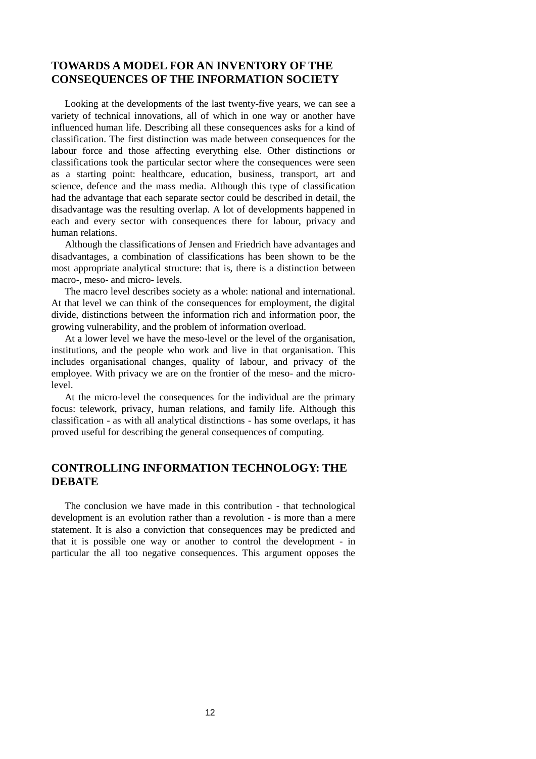## TOWARDS A MODEL FOR AN INVENTORY OF THE CONSEQUENCES OF THE INFORMATION SOCIETY

Looking at the developments of the last twenty-five years, we can see a variety of technical innovations, all of which in one way or another have influenced human life. Describing all these consequences asks for a kind of classification. The first distinction was made between consequences for the labour force and those affecting everything else. Other distinctions or classifications took the particular sector where the consequences were seen as a starting point: healthcare, education, business, transport, art and science, defence and the mass media. Although this type of classification had the advantage that each separate sector could be described in detail, the disadvantage was the resulting overlap. A lot of developments happened in each and every sector with consequences there for labour, privacy and human relations.

Although the classifications of Jensen and Friedrich have advantages and disadvantages, a combination of classifications has been shown to be the most appropriate analytical structure: that is, there is a distinction between macro-, meso- and micro- levels.

The macro level describes society as a whole: national and international. At that level we can think of the consequences for employment, the digital divide, distinctions between the information rich and information poor, the growing vulnerability, and the problem of information overload.

At a lower level we have the meso-level or the level of the organisation, institutions, and the people who work and live in that organisation. This includes organisational changes, quality of labour, and privacy of the employee. With privacy we are on the frontier of the meso- and the micro-level.

At the micro-level the consequences for the individual are the primary focus: telework, privacy, human relations, and family life. Although this classification - as with all analytical distinctions - has some overlaps, it has proved useful for describing the general consequences of computing.

## CONTROLLING INFORMATION TECHNOLOGY: THE DEBATE

The conclusion we have made in this contribution - that technological development is an evolution rather than a revolution - is more than a mere statement. It is also a conviction that consequences may be predicted and that it is possible one way or another to control the development - in particular the all too negative consequences. This argument opposes the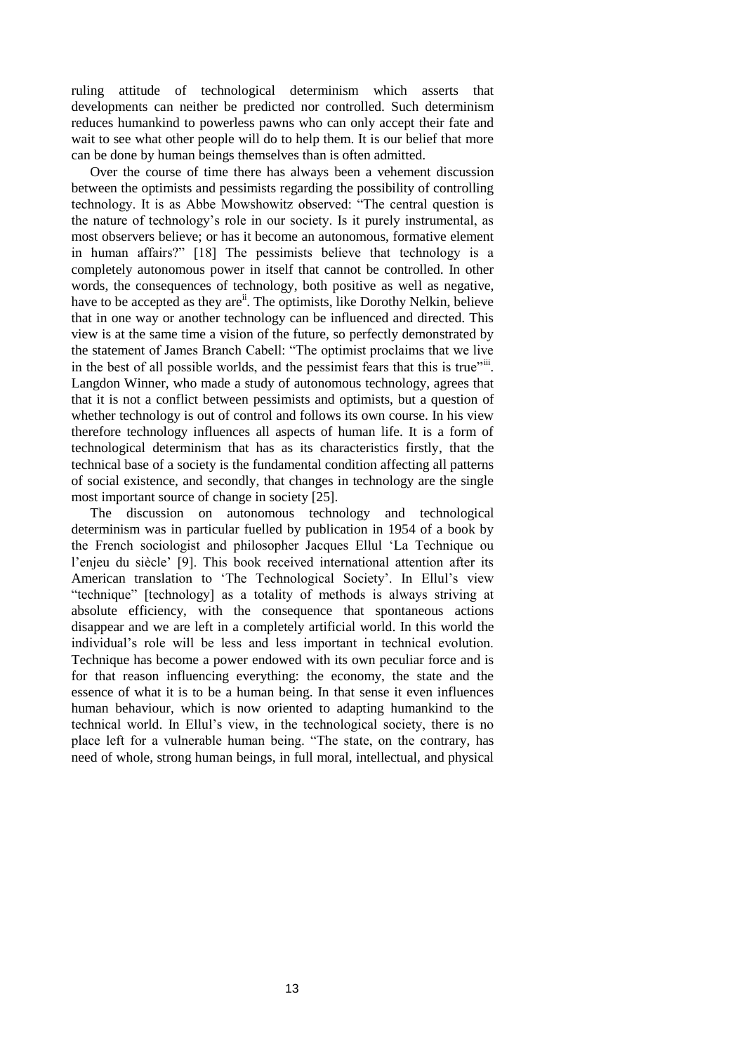ruling attitude of technological determinism which asserts that developments can neither be predicted nor controlled. Such determinism reduces humankind to powerless pawns who can only accept their fate and wait to see what other people will do to help them. It is our belief that more can be done by human beings themselves than is often admitted.

Over the course of time there has always been a vehement discussion between the optimists and pessimists regarding the possibility of controlling technology. It is as Abbe Mowshowitz observed: "The central question is the nature of technology's role in our society. Is it purely instrumental, as most observers believe; or has it become an autonomous, formative element in human affairs?" [18] The pessimists believe that technology is a completely autonomous power in itself that cannot be controlled. In other words, the consequences of technology, both positive as well as negative, have to be accepted as they are[ii]. The optimists, like Dorothy Nelkin, believe that in one way or another technology can be influenced and directed. This view is at the same time a vision of the future, so perfectly demonstrated by the statement of James Branch Cabell: "The optimist proclaims that we live in the best of all possible worlds, and the pessimist fears that this is true"[iii]. Langdon Winner, who made a study of autonomous technology, agrees that that it is not a conflict between pessimists and optimists, but a question of whether technology is out of control and follows its own course. In his view therefore technology influences all aspects of human life. It is a form of technological determinism that has as its characteristics firstly, that the technical base of a society is the fundamental condition affecting all patterns of social existence, and secondly, that changes in technology are the single most important source of change in society [25].

The discussion on autonomous technology and technological determinism was in particular fuelled by publication in 1954 of a book by the French sociologist and philosopher Jacques Ellul 'La Technique ou l'enjeu du siècle' [9]. This book received international attention after its American translation to 'The Technological Society'. In Ellul's view "technique" [technology] as a totality of methods is always striving at absolute efficiency, with the consequence that spontaneous actions disappear and we are left in a completely artificial world. In this world the individual's role will be less and less important in technical evolution. Technique has become a power endowed with its own peculiar force and is for that reason influencing everything: the economy, the state and the essence of what it is to be a human being. In that sense it even influences human behaviour, which is now oriented to adapting humankind to the technical world. In Ellul's view, in the technological society, there is no place left for a vulnerable human being. "The state, on the contrary, has need of whole, strong human beings, in full moral, intellectual, and physical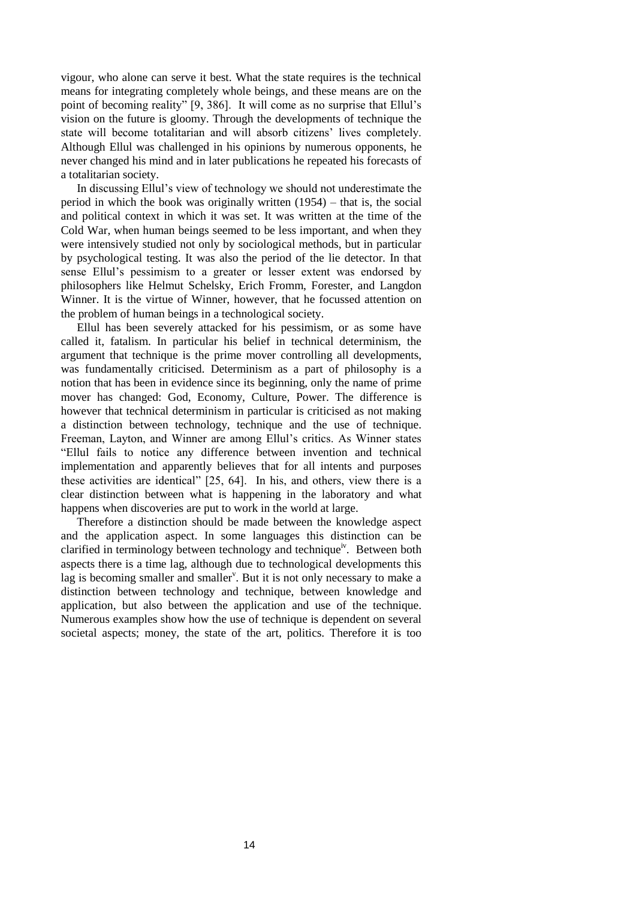vigour, who alone can serve it best. What the state requires is the technical means for integrating completely whole beings, and these means are on the point of becoming reality" [9, 386]. It will come as no surprise that Ellul's vision on the future is gloomy. Through the developments of technique the state will become totalitarian and will absorb citizens' lives completely. Although Ellul was challenged in his opinions by numerous opponents, he never changed his mind and in later publications he repeated his forecasts of a totalitarian society.

In discussing Ellul's view of technology we should not underestimate the period in which the book was originally written (1954) – that is, the social and political context in which it was set. It was written at the time of the Cold War, when human beings seemed to be less important, and when they were intensively studied not only by sociological methods, but in particular by psychological testing. It was also the period of the lie detector. In that sense Ellul's pessimism to a greater or lesser extent was endorsed by philosophers like Helmut Schelsky, Erich Fromm, Forester, and Langdon Winner. It is the virtue of Winner, however, that he focussed attention on the problem of human beings in a technological society.

Ellul has been severely attacked for his pessimism, or as some have called it, fatalism. In particular his belief in technical determinism, the argument that technique is the prime mover controlling all developments, was fundamentally criticised. Determinism as a part of philosophy is a notion that has been in evidence since its beginning, only the name of prime mover has changed: God, Economy, Culture, Power. The difference is however that technical determinism in particular is criticised as not making a distinction between technology, technique and the use of technique. Freeman, Layton, and Winner are among Ellul's critics. As Winner states "Ellul fails to notice any difference between invention and technical implementation and apparently believes that for all intents and purposes these activities are identical" [25, 64]. In his, and others, view there is a clear distinction between what is happening in the laboratory and what happens when discoveries are put to work in the world at large.

Therefore a distinction should be made between the knowledge aspect and the application aspect. In some languages this distinction can be clarified in terminology between technology and technique[iv]. Between both aspects there is a time lag, although due to technological developments this lag is becoming smaller and smaller[v]. But it is not only necessary to make a distinction between technology and technique, between knowledge and application, but also between the application and use of the technique. Numerous examples show how the use of technique is dependent on several societal aspects; money, the state of the art, politics. Therefore it is too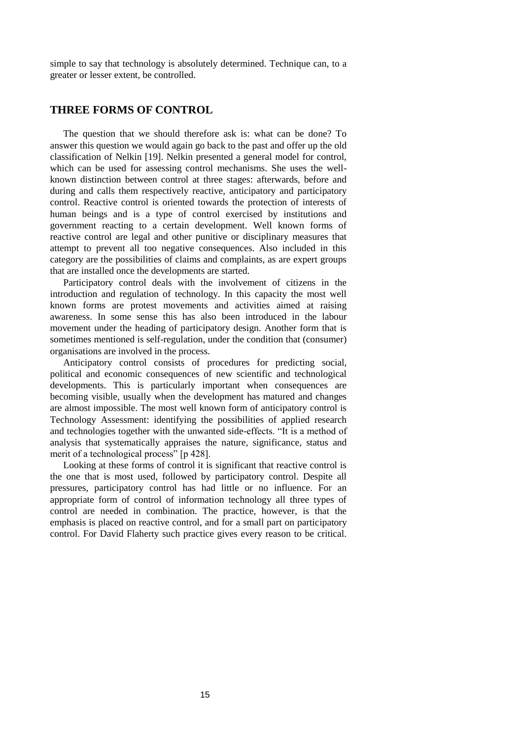simple to say that technology is absolutely determined. Technique can, to a greater or lesser extent, be controlled.

## THREE FORMS OF CONTROL

The question that we should therefore ask is: what can be done? To answer this question we would again go back to the past and offer up the old classification of Nelkin [19]. Nelkin presented a general model for control, which can be used for assessing control mechanisms. She uses the well-known distinction between control at three stages: afterwards, before and during and calls them respectively reactive, anticipatory and participatory control. Reactive control is oriented towards the protection of interests of human beings and is a type of control exercised by institutions and government reacting to a certain development. Well known forms of reactive control are legal and other punitive or disciplinary measures that attempt to prevent all too negative consequences. Also included in this category are the possibilities of claims and complaints, as are expert groups that are installed once the developments are started.

Participatory control deals with the involvement of citizens in the introduction and regulation of technology. In this capacity the most well known forms are protest movements and activities aimed at raising awareness. In some sense this has also been introduced in the labour movement under the heading of participatory design. Another form that is sometimes mentioned is self-regulation, under the condition that (consumer) organisations are involved in the process.

Anticipatory control consists of procedures for predicting social, political and economic consequences of new scientific and technological developments. This is particularly important when consequences are becoming visible, usually when the development has matured and changes are almost impossible. The most well known form of anticipatory control is Technology Assessment: identifying the possibilities of applied research and technologies together with the unwanted side-effects. "It is a method of analysis that systematically appraises the nature, significance, status and merit of a technological process" [p 428].

Looking at these forms of control it is significant that reactive control is the one that is most used, followed by participatory control. Despite all pressures, participatory control has had little or no influence. For an appropriate form of control of information technology all three types of control are needed in combination. The practice, however, is that the emphasis is placed on reactive control, and for a small part on participatory control. For David Flaherty such practice gives every reason to be critical.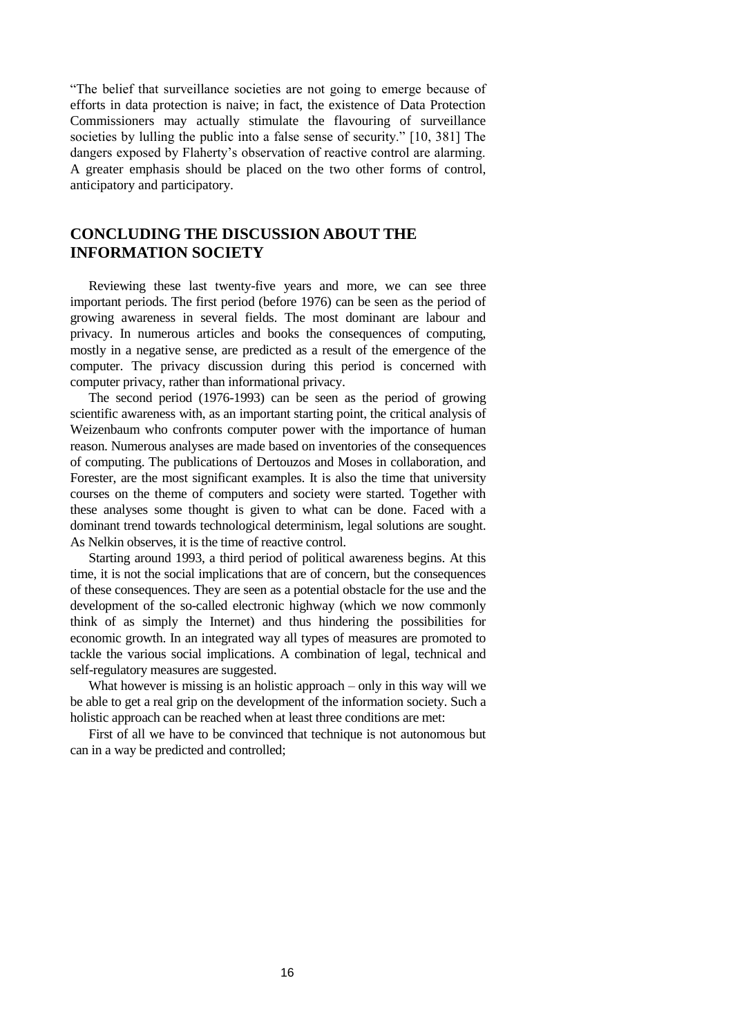"The belief that surveillance societies are not going to emerge because of efforts in data protection is naive; in fact, the existence of Data Protection Commissioners may actually stimulate the flavouring of surveillance societies by lulling the public into a false sense of security." [10, 381] The dangers exposed by Flaherty's observation of reactive control are alarming. A greater emphasis should be placed on the two other forms of control, anticipatory and participatory.

## CONCLUDING THE DISCUSSION ABOUT THE INFORMATION SOCIETY

Reviewing these last twenty-five years and more, we can see three important periods. The first period (before 1976) can be seen as the period of growing awareness in several fields. The most dominant are labour and privacy. In numerous articles and books the consequences of computing, mostly in a negative sense, are predicted as a result of the emergence of the computer. The privacy discussion during this period is concerned with computer privacy, rather than informational privacy.

The second period (1976-1993) can be seen as the period of growing scientific awareness with, as an important starting point, the critical analysis of Weizenbaum who confronts computer power with the importance of human reason. Numerous analyses are made based on inventories of the consequences of computing. The publications of Dertouzos and Moses in collaboration, and Forester, are the most significant examples. It is also the time that university courses on the theme of computers and society were started. Together with these analyses some thought is given to what can be done. Faced with a dominant trend towards technological determinism, legal solutions are sought. As Nelkin observes, it is the time of reactive control.

Starting around 1993, a third period of political awareness begins. At this time, it is not the social implications that are of concern, but the consequences of these consequences. They are seen as a potential obstacle for the use and the development of the so-called electronic highway (which we now commonly think of as simply the Internet) and thus hindering the possibilities for economic growth. In an integrated way all types of measures are promoted to tackle the various social implications. A combination of legal, technical and self-regulatory measures are suggested.

What however is missing is an holistic approach – only in this way will we be able to get a real grip on the development of the information society. Such a holistic approach can be reached when at least three conditions are met:

First of all we have to be convinced that technique is not autonomous but can in a way be predicted and controlled;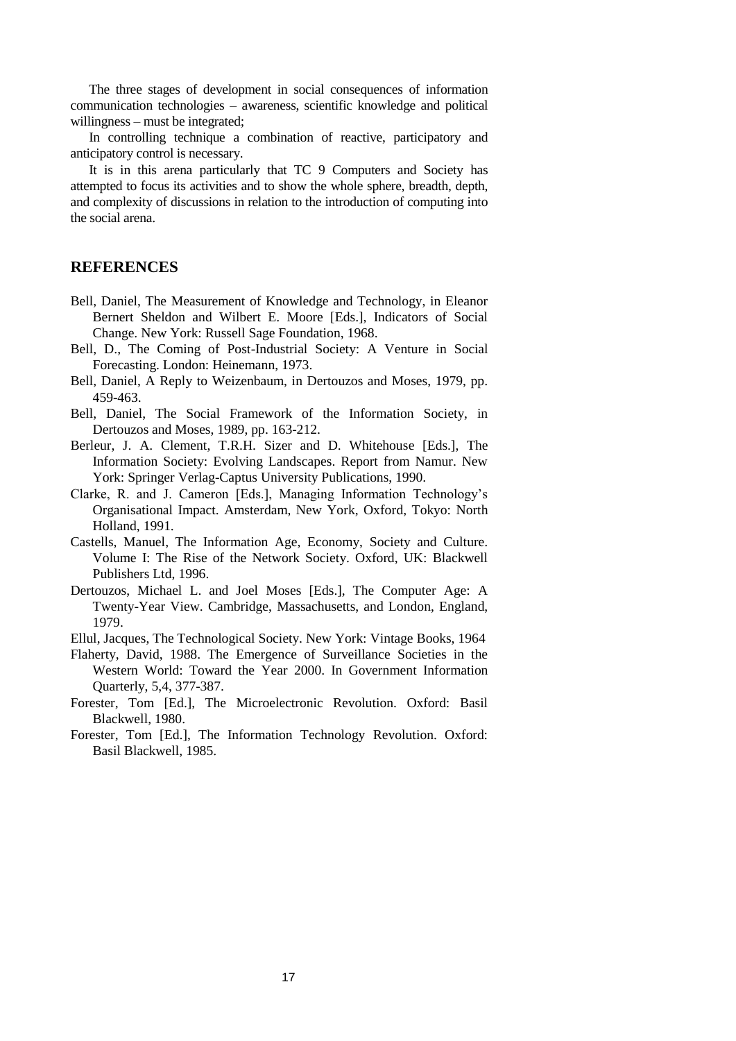The three stages of development in social consequences of information communication technologies – awareness, scientific knowledge and political willingness – must be integrated;

In controlling technique a combination of reactive, participatory and anticipatory control is necessary.

It is in this arena particularly that TC 9 Computers and Society has attempted to focus its activities and to show the whole sphere, breadth, depth, and complexity of discussions in relation to the introduction of computing into the social arena.

## REFERENCES

Bell, Daniel, The Measurement of Knowledge and Technology, in Eleanor Bernert Sheldon and Wilbert E. Moore [Eds.], Indicators of Social Change. New York: Russell Sage Foundation, 1968.

Bell, D., The Coming of Post-Industrial Society: A Venture in Social Forecasting. London: Heinemann, 1973.

Bell, Daniel, A Reply to Weizenbaum, in Dertouzos and Moses, 1979, pp. 459-463.

Bell, Daniel, The Social Framework of the Information Society, in Dertouzos and Moses, 1989, pp. 163-212.

Berleur, J. A. Clement, T.R.H. Sizer and D. Whitehouse [Eds.], The Information Society: Evolving Landscapes. Report from Namur. New York: Springer Verlag-Captus University Publications, 1990.

Clarke, R. and J. Cameron [Eds.], Managing Information Technology's Organisational Impact. Amsterdam, New York, Oxford, Tokyo: North Holland, 1991.

Castells, Manuel, The Information Age, Economy, Society and Culture. Volume I: The Rise of the Network Society. Oxford, UK: Blackwell Publishers Ltd, 1996.

Dertouzos, Michael L. and Joel Moses [Eds.], The Computer Age: A Twenty-Year View. Cambridge, Massachusetts, and London, England, 1979.

Ellul, Jacques, The Technological Society. New York: Vintage Books, 1964

Flaherty, David, 1988. The Emergence of Surveillance Societies in the Western World: Toward the Year 2000. In Government Information Quarterly, 5,4, 377-387.

Forester, Tom [Ed.], The Microelectronic Revolution. Oxford: Basil Blackwell, 1980.

Forester, Tom [Ed.], The Information Technology Revolution. Oxford: Basil Blackwell, 1985.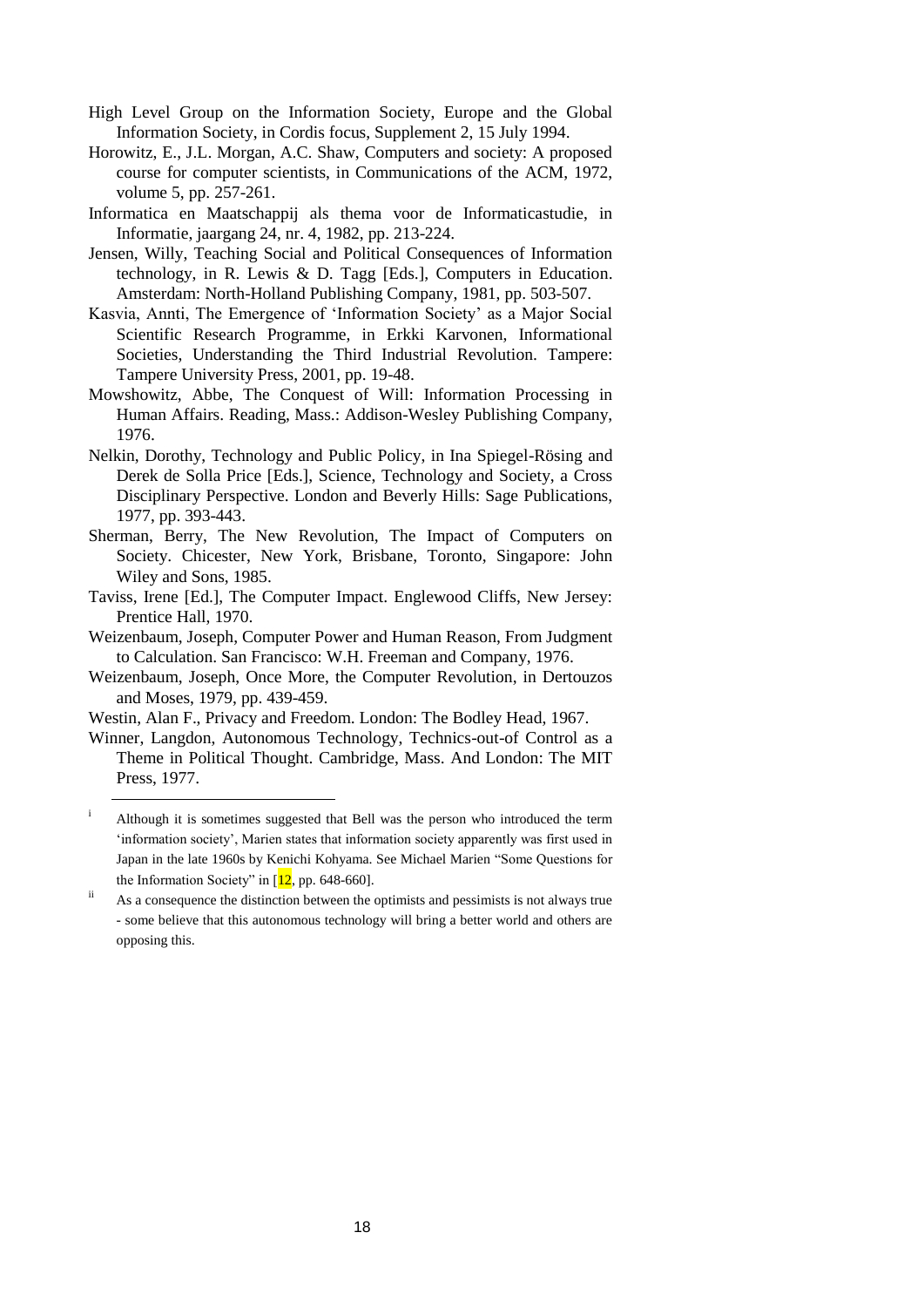High Level Group on the Information Society, Europe and the Global Information Society, in Cordis focus, Supplement 2, 15 July 1994.

Horowitz, E., J.L. Morgan, A.C. Shaw, Computers and society: A proposed course for computer scientists, in Communications of the ACM, 1972, volume 5, pp. 257-261.

Informatica en Maatschappij als thema voor de Informaticastudie, in Informatie, jaargang 24, nr. 4, 1982, pp. 213-224.

Jensen, Willy, Teaching Social and Political Consequences of Information technology, in R. Lewis & D. Tagg [Eds.], Computers in Education. Amsterdam: North-Holland Publishing Company, 1981, pp. 503-507.

Kasvia, Annti, The Emergence of 'Information Society' as a Major Social Scientific Research Programme, in Erkki Karvonen, Informational Societies, Understanding the Third Industrial Revolution. Tampere: Tampere University Press, 2001, pp. 19-48.

Mowshowitz, Abbe, The Conquest of Will: Information Processing in Human Affairs. Reading, Mass.: Addison-Wesley Publishing Company, 1976.

Nelkin, Dorothy, Technology and Public Policy, in Ina Spiegel-Rösing and Derek de Solla Price [Eds.], Science, Technology and Society, a Cross Disciplinary Perspective. London and Beverly Hills: Sage Publications, 1977, pp. 393-443.

Sherman, Berry, The New Revolution, The Impact of Computers on Society. Chicester, New York, Brisbane, Toronto, Singapore: John Wiley and Sons, 1985.

Taviss, Irene [Ed.], The Computer Impact. Englewood Cliffs, New Jersey: Prentice Hall, 1970.

Weizenbaum, Joseph, Computer Power and Human Reason, From Judgment to Calculation. San Francisco: W.H. Freeman and Company, 1976.

Weizenbaum, Joseph, Once More, the Computer Revolution, in Dertouzos and Moses, 1979, pp. 439-459.

Westin, Alan F., Privacy and Freedom. London: The Bodley Head, 1967.

Winner, Langdon, Autonomous Technology, Technics-out-of Control as a Theme in Political Thought. Cambridge, Mass. And London: The MIT Press, 1977.

---

[i] Although it is sometimes suggested that Bell was the person who introduced the term 'information society', Marien states that information society apparently was first used in Japan in the late 1960s by Kenichi Kohyama. See Michael Marien "Some Questions for the Information Society" in [12, pp. 648-660].

[ii] As a consequence the distinction between the optimists and pessimists is not always true - some believe that this autonomous technology will bring a better world and others are opposing this.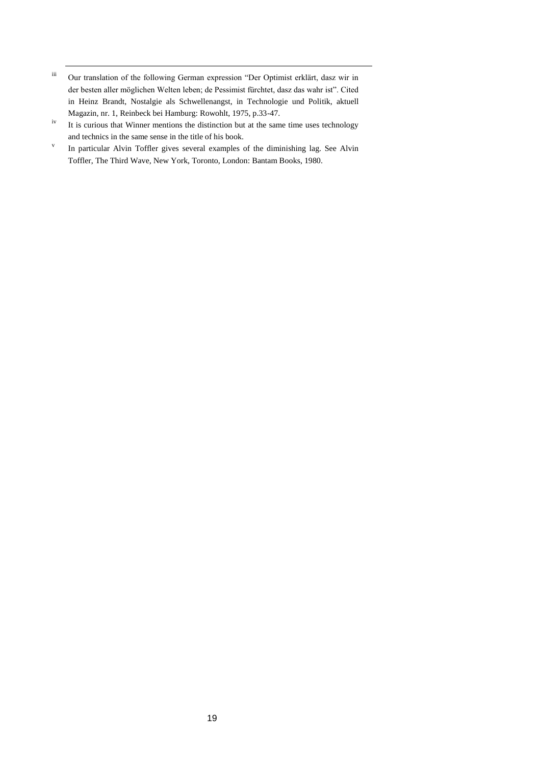[iii] Our translation of the following German expression “Der Optimist erklärt, dasz wir in der besten aller möglichen Welten leben; de Pessimist fürchtet, dasz das wahr ist”. Cited in Heinz Brandt, Nostalgie als Schwellenangst, in Technologie und Politik, aktuell Magazin, nr. 1, Reinbeck bei Hamburg: Rowohlt, 1975, p.33-47.

[iv] It is curious that Winner mentions the distinction but at the same time uses technology and technics in the same sense in the title of his book.

[v] In particular Alvin Toffler gives several examples of the diminishing lag. See Alvin Toffler, The Third Wave, New York, Toronto, London: Bantam Books, 1980.